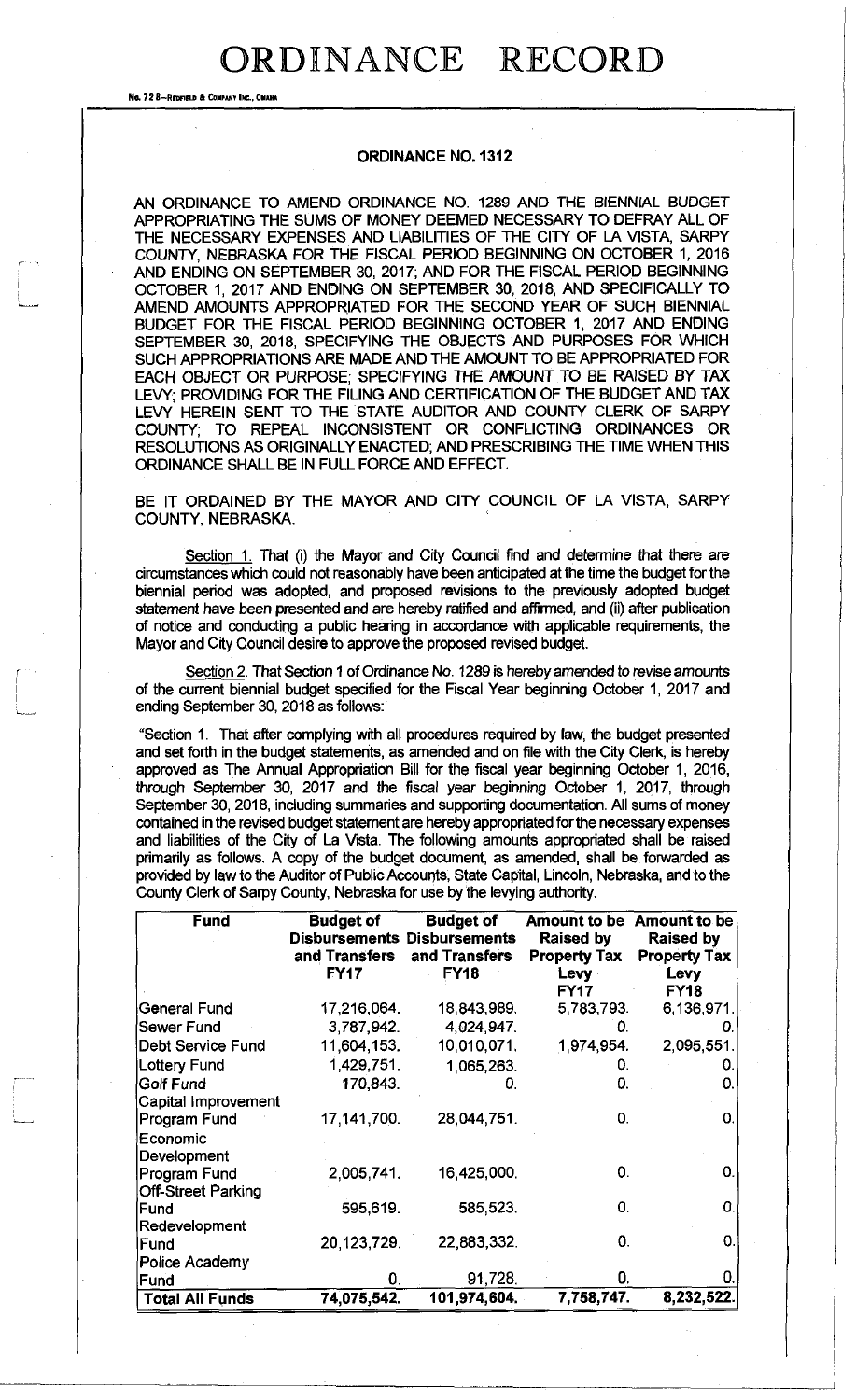# ORDINANCE RECORD

No. 72 8—REDFIELD & COMPANY INC., OMAHA

## ORDINANCE NO. 1312

AN ORDINANCE TO AMEND ORDINANCE NO. 1289 AND THE BIENNIAL BUDGET APPROPRIATING THE SUMS OF MONEY DEEMED NECESSARY TO DEFRAY ALL OF THE NECESSARY EXPENSES AND LIABILITIES OF THE CITY OF LA VISTA, SARPY COUNTY, NEBRASKA FOR THE FISCAL PERIOD BEGINNING ON OCTOBER 1, 2016 AND ENDING ON SEPTEMBER 30, 2017; AND FOR THE FISCAL PERIOD BEGINNING OCTOBER 1, 2017 AND ENDING ON SEPTEMBER 30, 2018, AND SPECIFICALLY TO AMEND AMOUNTS APPROPRIATED FOR THE SECOND YEAR OF SUCH BIENNIAL BUDGET FOR THE FISCAL PERIOD BEGINNING OCTOBER 1, 2017 AND ENDING SEPTEMBER 30, 2018, SPECIFYING THE OBJECTS AND PURPOSES FOR WHICH SUCH APPROPRIATIONS ARE MADE AND THE AMOUNT TO BE APPROPRIATED FOR EACH OBJECT OR PURPOSE; SPECIFYING THE AMOUNT TO BE RAISED BY TAX LEVY; PROVIDING FOR THE FILING AND CERTIFICATION OF THE BUDGET AND TAX LEVY HEREIN SENT TO THE STATE AUDITOR AND COUNTY CLERK OF SARPY COUNTY; TO REPEAL INCONSISTENT OR CONFLICTING ORDINANCES OR RESOLUTIONS AS ORIGINALLY ENACTED; AND PRESCRIBING THE TIME WHEN THIS ORDINANCE SHALL BE IN FULL FORCE AND EFFECT.

BE IT ORDAINED BY THE MAYOR AND CITY COUNCIL OF LA VISTA, SARPY COUNTY, NEBRASKA.

Section 1. That (i) the Mayor and City Council find and determine that there are circumstances which could not reasonably have been anticipated at the time the budget for the biennial period was adopted, and proposed revisions to the previously adopted budget statement have been presented and are hereby ratified and affirmed, and (ii) after publication of notice and conducting a public hearing in accordance with applicable requirements, the Mayor and City Council desire to approve the proposed revised budget.

Section 2. That Section 1 of Ordinance No. 1289 is hereby amended to revise amounts of the current biennial budget specified for the Fiscal Year beginning October 1, 2017 and ending September 30, 2018 as follows:

"Section 1. That after complying with all procedures required by law, the budget presented and set forth in the budget statements, as amended and on file with the City Clerk, is hereby approved as The Annual Appropriation Bill for the fiscal year beginning October 1, 2016, through September 30, 2017 and the fiscal year beginning October 1, 2017, through September 30, 2018, including summaries and supporting documentation. All sums of money contained in the revised budget statement are hereby appropriated for the necessary expenses and liabilities of the City of La Vista. The following amounts appropriated shall be raised primarily as follows. A copy of the budget document, as amended, shall be forwarded as provided by law to the Auditor of Public Accounts, State Capital, Lincoln, Nebraska, and to the County Clerk of Sarpy County, Nebraska for use by the levying authority.

| Fund | Budget of Disbursements and Transfers FY17 | Budget of Disbursements and Transfers FY18 | Amount to be Raised by Property Tax Levy FY17 | Amount to be Raised by Property Tax Levy FY18 |
|---|---|---|---|---|
| General Fund | 17,216,064. | 18,843,989. | 5,783,793. | 6,136,971. |
| Sewer Fund | 3,787,942. | 4,024,947. | 0. | 0. |
| Debt Service Fund | 11,604,153. | 10,010,071. | 1,974,954. | 2,095,551. |
| Lottery Fund | 1,429,751. | 1,065,263. | 0. | 0. |
| Golf Fund | 170,843. | 0. | 0. | 0. |
| Capital Improvement Program Fund | 17,141,700. | 28,044,751. | 0. | 0. |
| Economic Development Program Fund | 2,005,741. | 16,425,000. | 0. | 0. |
| Off-Street Parking Fund | 595,619. | 585,523. | 0. | 0. |
| Redevelopment Fund | 20,123,729. | 22,883,332. | 0. | 0. |
| Police Academy Fund | 0. | 91,728. | 0. | 0. |
| **Total All Funds** | **74,075,542.** | **101,974,604.** | **7,758,747.** | **8,232,522.** |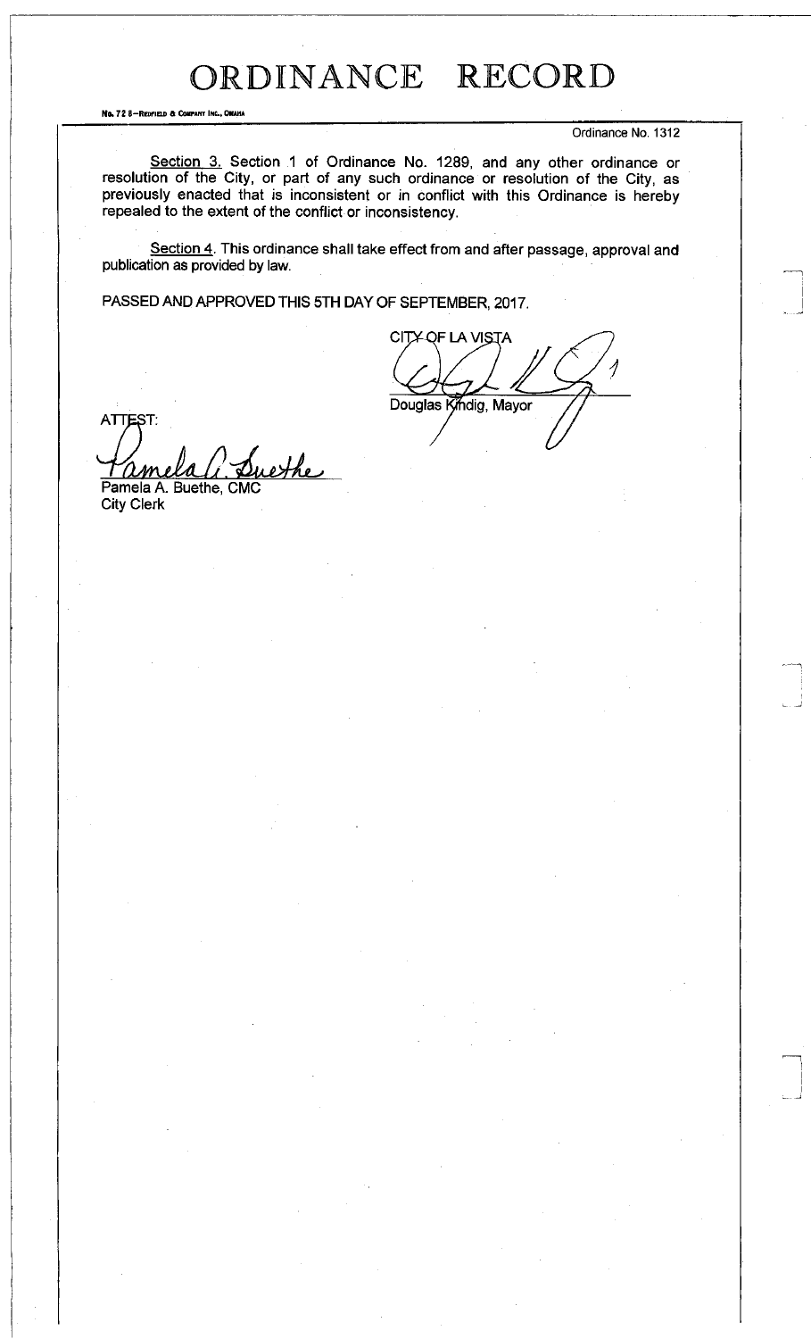# ORDINANCE RECORD

No. 72 8—Redfield & Company Inc., Omaha

Ordinance No. 1312

Section 3. Section 1 of Ordinance No. 1289, and any other ordinance or resolution of the City, or part of any such ordinance or resolution of the City, as previously enacted that is inconsistent or in conflict with this Ordinance is hereby repealed to the extent of the conflict or inconsistency.

Section 4. This ordinance shall take effect from and after passage, approval and publication as provided by law.

PASSED AND APPROVED THIS 5TH DAY OF SEPTEMBER, 2017.

CITY OF LA VISTA

Douglas Kindig, Mayor

ATTEST:

Pamela A. Buethe, CMC
City Clerk